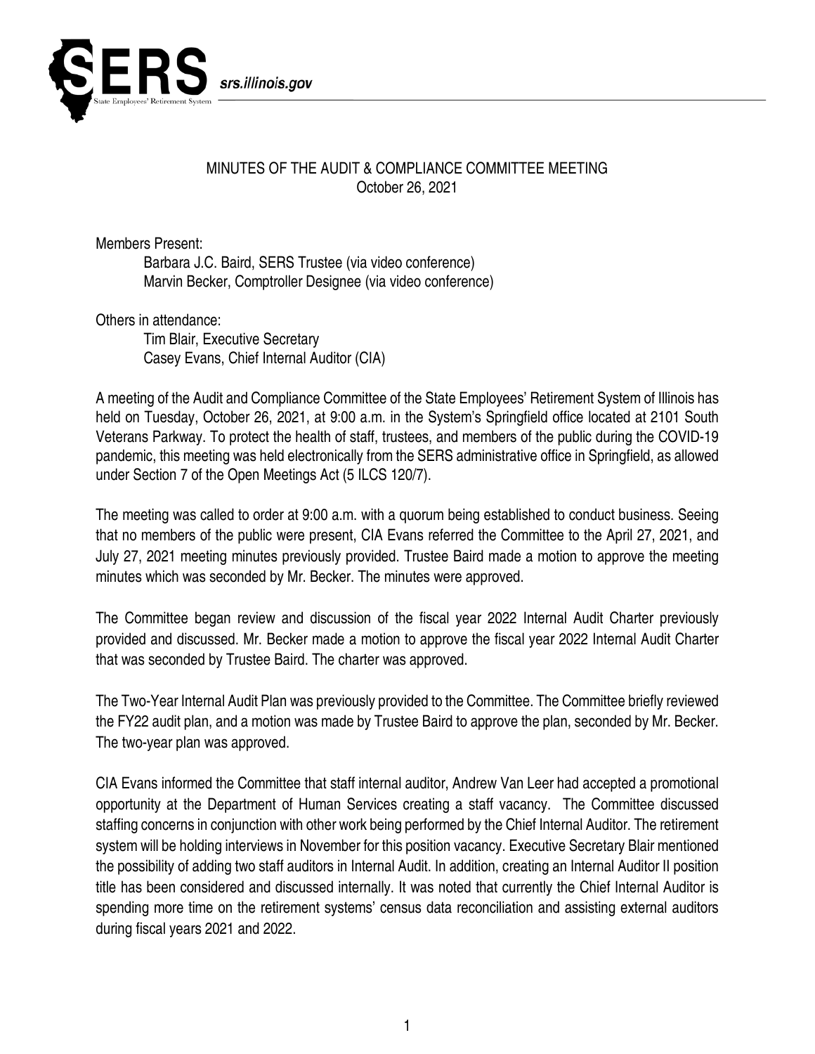MINUTES OF THE AUDIT & COMPLIANCE COMMITTEE MEETING
October 26, 2021

Members Present:
Barbara J.C. Baird, SERS Trustee (via video conference)
Marvin Becker, Comptroller Designee (via video conference)

Others in attendance:
Tim Blair, Executive Secretary
Casey Evans, Chief Internal Auditor (CIA)

A meeting of the Audit and Compliance Committee of the State Employees' Retirement System of Illinois has held on Tuesday, October 26, 2021, at 9:00 a.m. in the System's Springfield office located at 2101 South Veterans Parkway. To protect the health of staff, trustees, and members of the public during the COVID-19 pandemic, this meeting was held electronically from the SERS administrative office in Springfield, as allowed under Section 7 of the Open Meetings Act (5 ILCS 120/7).

The meeting was called to order at 9:00 a.m. with a quorum being established to conduct business. Seeing that no members of the public were present, CIA Evans referred the Committee to the April 27, 2021, and July 27, 2021 meeting minutes previously provided. Trustee Baird made a motion to approve the meeting minutes which was seconded by Mr. Becker. The minutes were approved.

The Committee began review and discussion of the fiscal year 2022 Internal Audit Charter previously provided and discussed. Mr. Becker made a motion to approve the fiscal year 2022 Internal Audit Charter that was seconded by Trustee Baird. The charter was approved.

The Two-Year Internal Audit Plan was previously provided to the Committee. The Committee briefly reviewed the FY22 audit plan, and a motion was made by Trustee Baird to approve the plan, seconded by Mr. Becker. The two-year plan was approved.

CIA Evans informed the Committee that staff internal auditor, Andrew Van Leer had accepted a promotional opportunity at the Department of Human Services creating a staff vacancy. The Committee discussed staffing concerns in conjunction with other work being performed by the Chief Internal Auditor. The retirement system will be holding interviews in November for this position vacancy. Executive Secretary Blair mentioned the possibility of adding two staff auditors in Internal Audit. In addition, creating an Internal Auditor II position title has been considered and discussed internally. It was noted that currently the Chief Internal Auditor is spending more time on the retirement systems' census data reconciliation and assisting external auditors during fiscal years 2021 and 2022.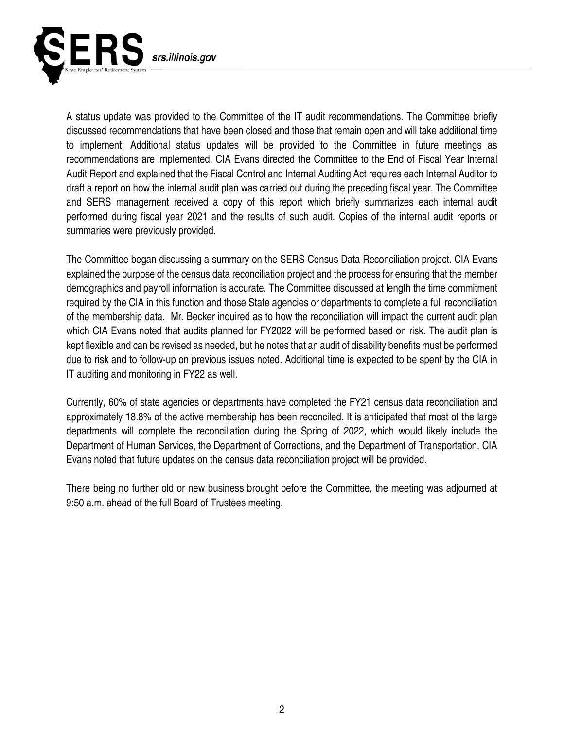A status update was provided to the Committee of the IT audit recommendations. The Committee briefly discussed recommendations that have been closed and those that remain open and will take additional time to implement. Additional status updates will be provided to the Committee in future meetings as recommendations are implemented. CIA Evans directed the Committee to the End of Fiscal Year Internal Audit Report and explained that the Fiscal Control and Internal Auditing Act requires each Internal Auditor to draft a report on how the internal audit plan was carried out during the preceding fiscal year. The Committee and SERS management received a copy of this report which briefly summarizes each internal audit performed during fiscal year 2021 and the results of such audit. Copies of the internal audit reports or summaries were previously provided.

The Committee began discussing a summary on the SERS Census Data Reconciliation project. CIA Evans explained the purpose of the census data reconciliation project and the process for ensuring that the member demographics and payroll information is accurate. The Committee discussed at length the time commitment required by the CIA in this function and those State agencies or departments to complete a full reconciliation of the membership data. Mr. Becker inquired as to how the reconciliation will impact the current audit plan which CIA Evans noted that audits planned for FY2022 will be performed based on risk. The audit plan is kept flexible and can be revised as needed, but he notes that an audit of disability benefits must be performed due to risk and to follow-up on previous issues noted. Additional time is expected to be spent by the CIA in IT auditing and monitoring in FY22 as well.

Currently, 60% of state agencies or departments have completed the FY21 census data reconciliation and approximately 18.8% of the active membership has been reconciled. It is anticipated that most of the large departments will complete the reconciliation during the Spring of 2022, which would likely include the Department of Human Services, the Department of Corrections, and the Department of Transportation. CIA Evans noted that future updates on the census data reconciliation project will be provided.

There being no further old or new business brought before the Committee, the meeting was adjourned at 9:50 a.m. ahead of the full Board of Trustees meeting.